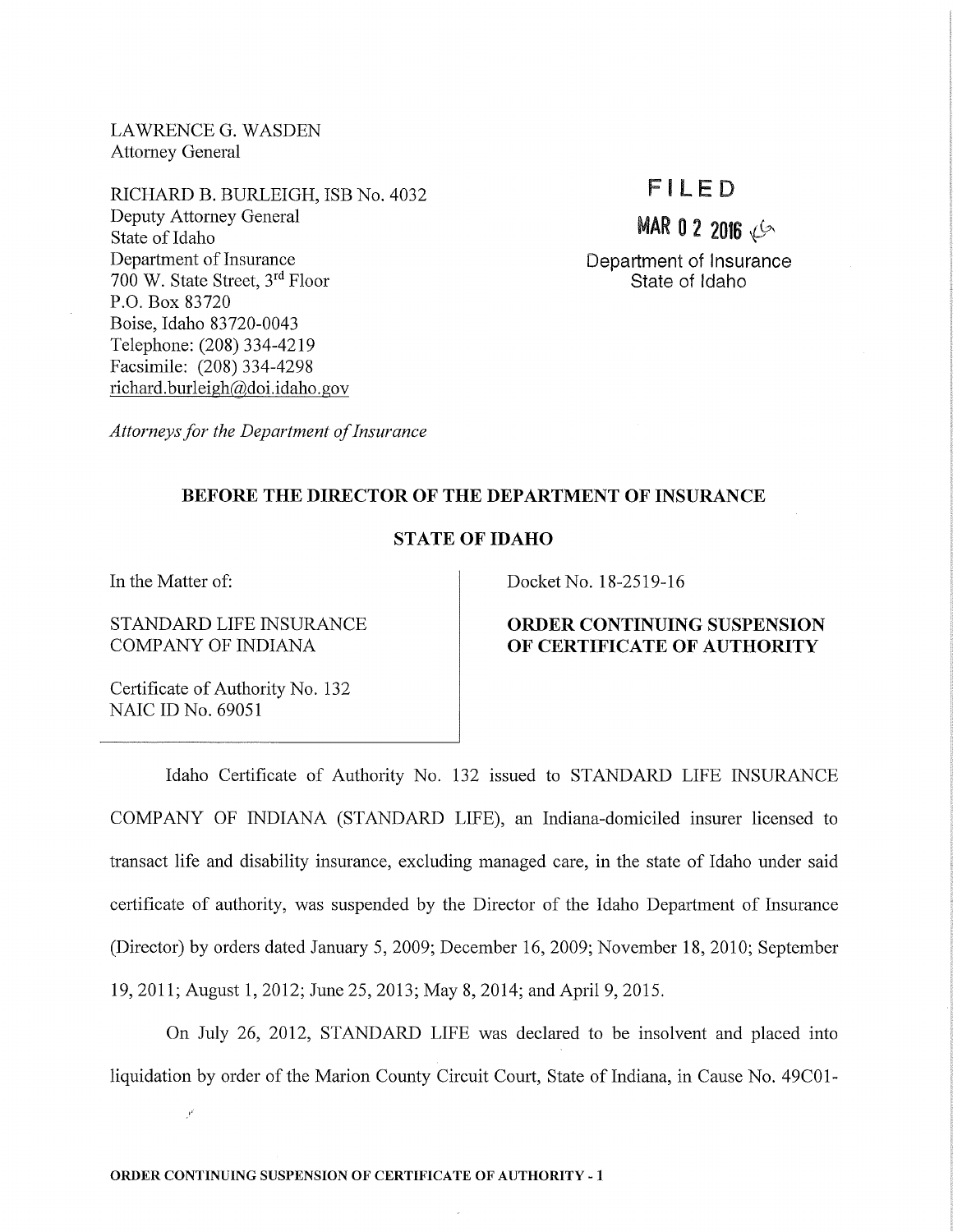LAWRENCE G. WASDEN
Attorney General

RICHARD B. BURLEIGH, ISB No. 4032
Deputy Attorney General
State of Idaho
Department of Insurance
700 W. State Street, 3rd Floor
P.O. Box 83720
Boise, Idaho 83720-0043
Telephone: (208) 334-4219
Facsimile: (208) 334-4298
richard.burleigh@doi.idaho.gov

*Attorneys for the Department of Insurance*

FILED
MAR 02 2016
Department of Insurance
State of Idaho

**BEFORE THE DIRECTOR OF THE DEPARTMENT OF INSURANCE**

**STATE OF IDAHO**

In the Matter of:

STANDARD LIFE INSURANCE COMPANY OF INDIANA

Certificate of Authority No. 132
NAIC ID No. 69051

Docket No. 18-2519-16

**ORDER CONTINUING SUSPENSION OF CERTIFICATE OF AUTHORITY**

Idaho Certificate of Authority No. 132 issued to STANDARD LIFE INSURANCE COMPANY OF INDIANA (STANDARD LIFE), an Indiana-domiciled insurer licensed to transact life and disability insurance, excluding managed care, in the state of Idaho under said certificate of authority, was suspended by the Director of the Idaho Department of Insurance (Director) by orders dated January 5, 2009; December 16, 2009; November 18, 2010; September 19, 2011; August 1, 2012; June 25, 2013; May 8, 2014; and April 9, 2015.

On July 26, 2012, STANDARD LIFE was declared to be insolvent and placed into liquidation by order of the Marion County Circuit Court, State of Indiana, in Cause No. 49C01-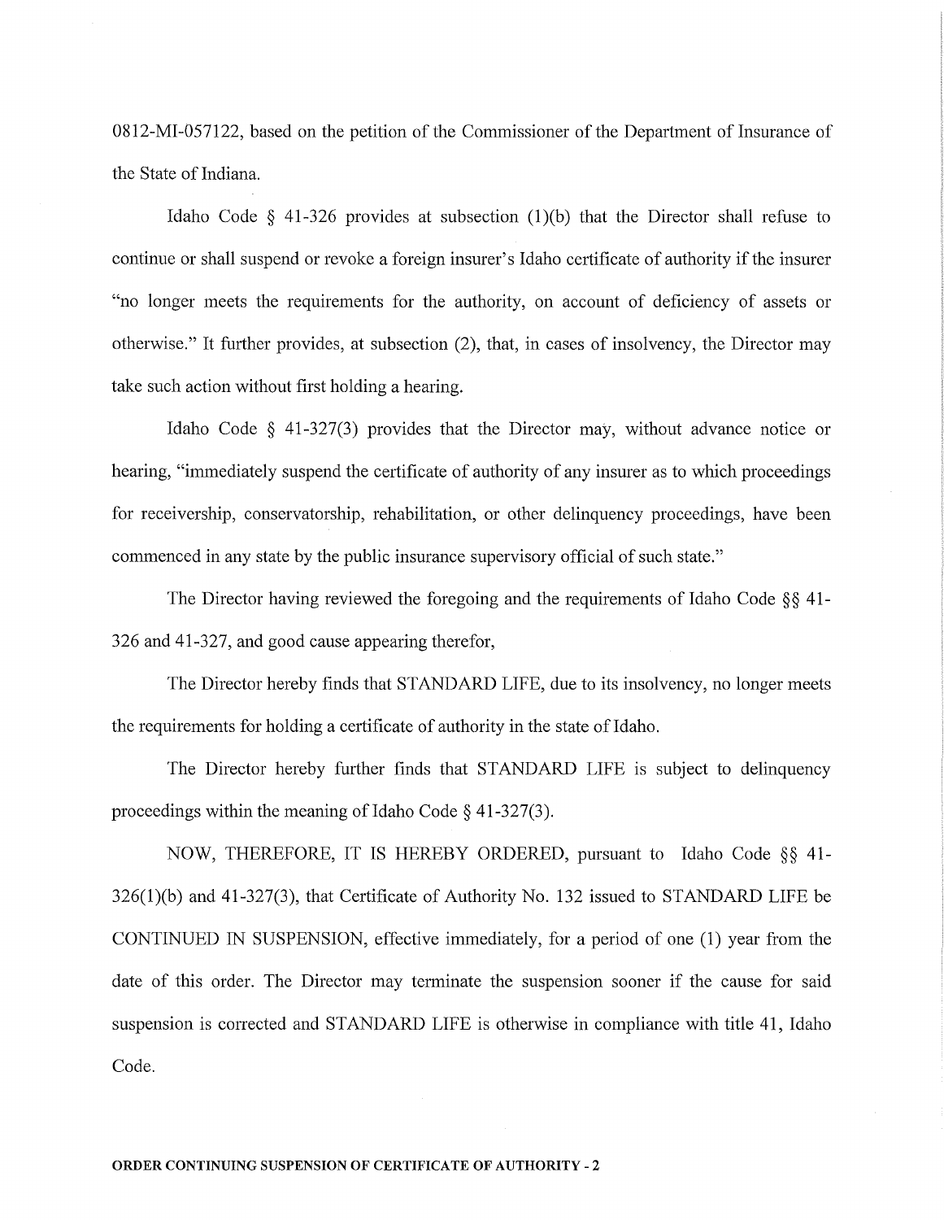0812-MI-057122, based on the petition of the Commissioner of the Department of Insurance of the State of Indiana.

Idaho Code § 41-326 provides at subsection (1)(b) that the Director shall refuse to continue or shall suspend or revoke a foreign insurer's Idaho certificate of authority if the insurer "no longer meets the requirements for the authority, on account of deficiency of assets or otherwise." It further provides, at subsection (2), that, in cases of insolvency, the Director may take such action without first holding a hearing.

Idaho Code § 41-327(3) provides that the Director may, without advance notice or hearing, "immediately suspend the certificate of authority of any insurer as to which proceedings for receivership, conservatorship, rehabilitation, or other delinquency proceedings, have been commenced in any state by the public insurance supervisory official of such state."

The Director having reviewed the foregoing and the requirements of Idaho Code §§ 41-326 and 41-327, and good cause appearing therefor,

The Director hereby finds that STANDARD LIFE, due to its insolvency, no longer meets the requirements for holding a certificate of authority in the state of Idaho.

The Director hereby further finds that STANDARD LIFE is subject to delinquency proceedings within the meaning of Idaho Code § 41-327(3).

NOW, THEREFORE, IT IS HEREBY ORDERED, pursuant to Idaho Code §§ 41-326(1)(b) and 41-327(3), that Certificate of Authority No. 132 issued to STANDARD LIFE be CONTINUED IN SUSPENSION, effective immediately, for a period of one (1) year from the date of this order. The Director may terminate the suspension sooner if the cause for said suspension is corrected and STANDARD LIFE is otherwise in compliance with title 41, Idaho Code.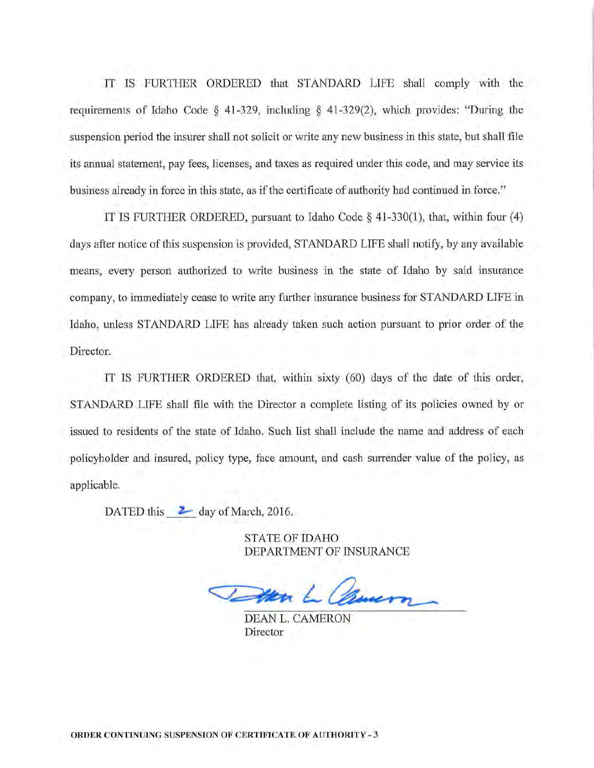IT IS FURTHER ORDERED that STANDARD LIFE shall comply with the requirements of Idaho Code § 41-329, including § 41-329(2), which provides: "During the suspension period the insurer shall not solicit or write any new business in this state, but shall file its annual statement, pay fees, licenses, and taxes as required under this code, and may service its business already in force in this state, as if the certificate of authority had continued in force."

IT IS FURTHER ORDERED, pursuant to Idaho Code § 41-330(1), that, within four (4) days after notice of this suspension is provided, STANDARD LIFE shall notify, by any available means, every person authorized to write business in the state of Idaho by said insurance company, to immediately cease to write any further insurance business for STANDARD LIFE in Idaho, unless STANDARD LIFE has already taken such action pursuant to prior order of the Director.

IT IS FURTHER ORDERED that, within sixty (60) days of the date of this order, STANDARD LIFE shall file with the Director a complete listing of its policies owned by or issued to residents of the state of Idaho. Such list shall include the name and address of each policyholder and insured, policy type, face amount, and cash surrender value of the policy, as applicable.

DATED this 2 day of March, 2016.

STATE OF IDAHO
DEPARTMENT OF INSURANCE

DEAN L. CAMERON
Director

ORDER CONTINUING SUSPENSION OF CERTIFICATE OF AUTHORITY - 3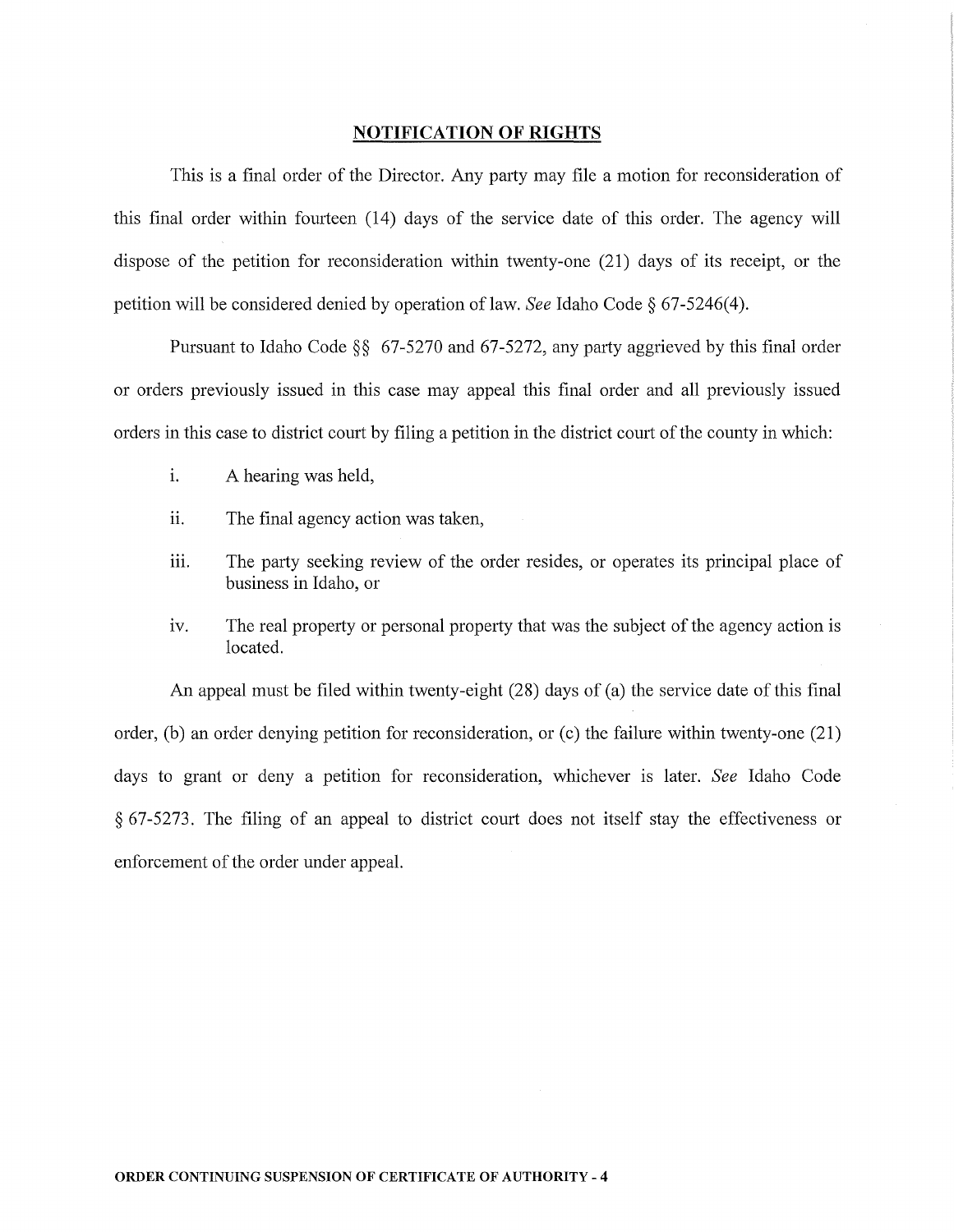## NOTIFICATION OF RIGHTS

This is a final order of the Director. Any party may file a motion for reconsideration of this final order within fourteen (14) days of the service date of this order. The agency will dispose of the petition for reconsideration within twenty-one (21) days of its receipt, or the petition will be considered denied by operation of law. *See* Idaho Code § 67-5246(4).

Pursuant to Idaho Code §§ 67-5270 and 67-5272, any party aggrieved by this final order or orders previously issued in this case may appeal this final order and all previously issued orders in this case to district court by filing a petition in the district court of the county in which:

i. A hearing was held,

ii. The final agency action was taken,

iii. The party seeking review of the order resides, or operates its principal place of business in Idaho, or

iv. The real property or personal property that was the subject of the agency action is located.

An appeal must be filed within twenty-eight (28) days of (a) the service date of this final order, (b) an order denying petition for reconsideration, or (c) the failure within twenty-one (21) days to grant or deny a petition for reconsideration, whichever is later. *See* Idaho Code § 67-5273. The filing of an appeal to district court does not itself stay the effectiveness or enforcement of the order under appeal.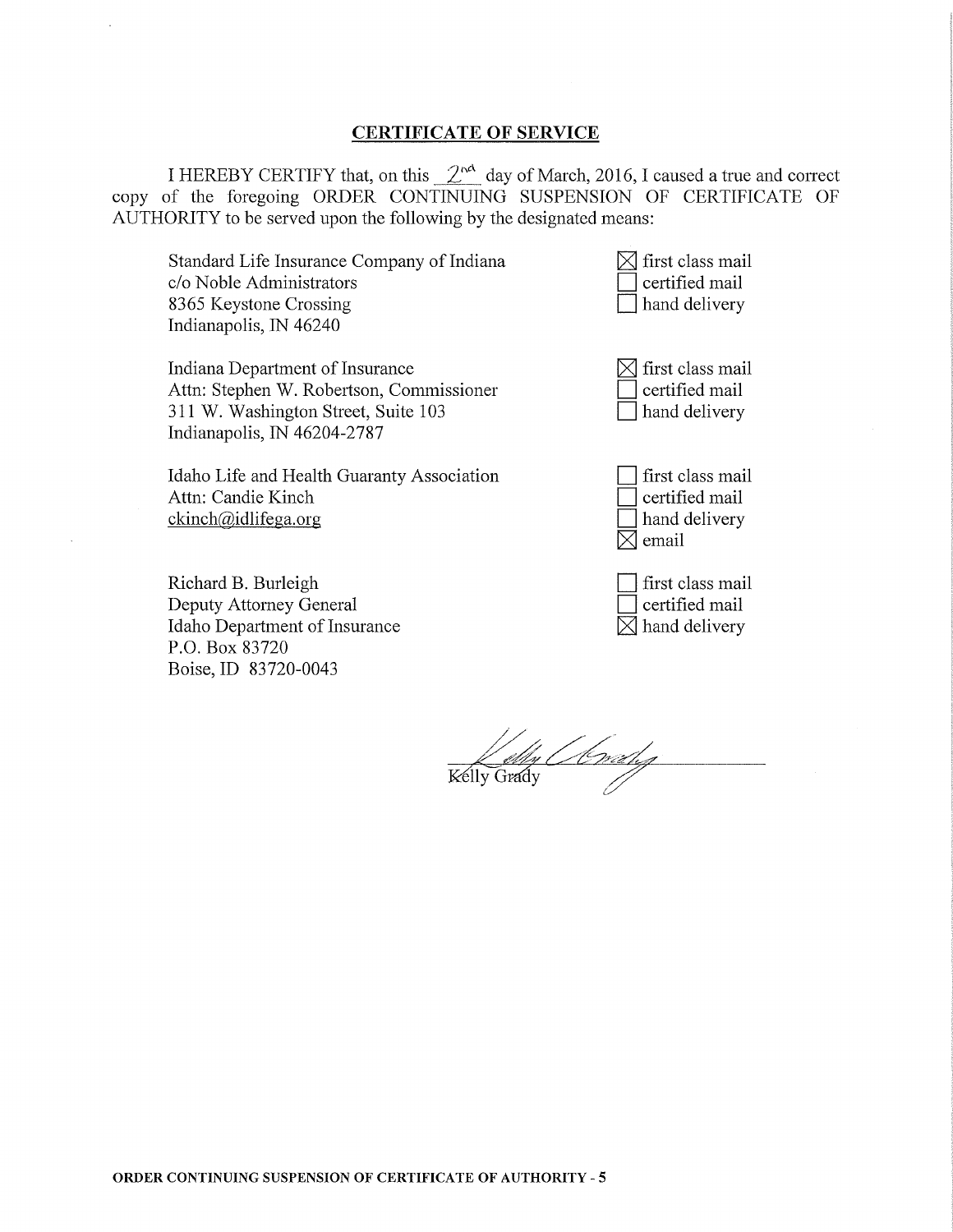## CERTIFICATE OF SERVICE

I HEREBY CERTIFY that, on this 2nd day of March, 2016, I caused a true and correct copy of the foregoing ORDER CONTINUING SUSPENSION OF CERTIFICATE OF AUTHORITY to be served upon the following by the designated means:

| | |
|---|---|
| Standard Life Insurance Company of Indiana<br>c/o Noble Administrators<br>8365 Keystone Crossing<br>Indianapolis, IN 46240 | ☒ first class mail<br>☐ certified mail<br>☐ hand delivery |
| Indiana Department of Insurance<br>Attn: Stephen W. Robertson, Commissioner<br>311 W. Washington Street, Suite 103<br>Indianapolis, IN 46204-2787 | ☒ first class mail<br>☐ certified mail<br>☐ hand delivery |
| Idaho Life and Health Guaranty Association<br>Attn: Candie Kinch<br>ckinch@idlifega.org | ☐ first class mail<br>☐ certified mail<br>☐ hand delivery<br>☒ email |
| Richard B. Burleigh<br>Deputy Attorney General<br>Idaho Department of Insurance<br>P.O. Box 83720<br>Boise, ID 83720-0043 | ☐ first class mail<br>☐ certified mail<br>☒ hand delivery |

Kelly Grady